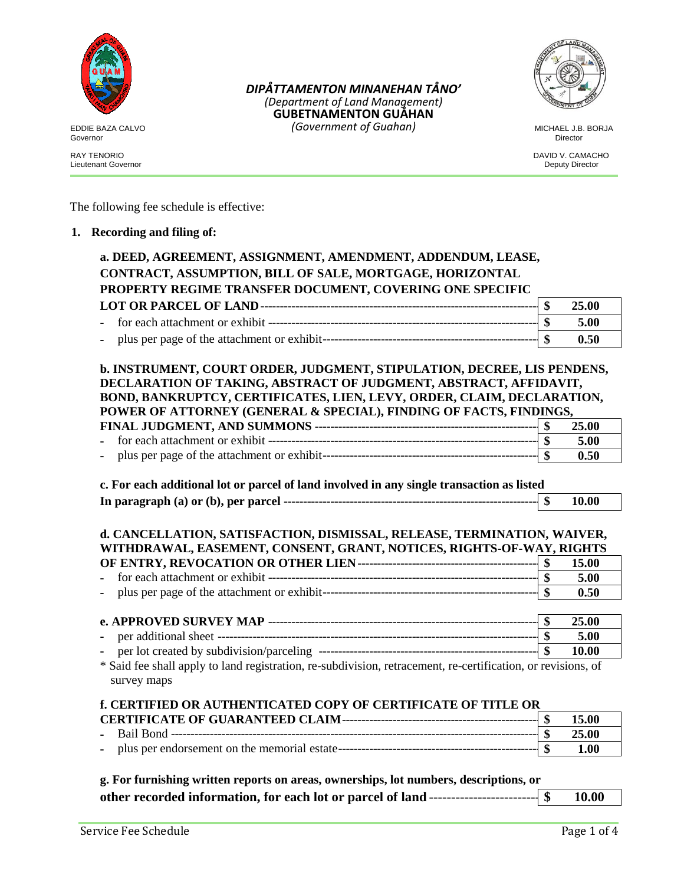**DIPÅTTAMENTON MINANEHAN TÅNO'**
*(Department of Land Management)*
**GUBETNAMENTON GUÅHAN**
*(Government of Guahan)*

EDDIE BAZA CALVO
Governor

RAY TENORIO
Lieutenant Governor

MICHAEL J.B. BORJA
Director

DAVID V. CAMACHO
Deputy Director

The following fee schedule is effective:

1. **Recording and filing of:**

**a. DEED, AGREEMENT, ASSIGNMENT, AMENDMENT, ADDENDUM, LEASE, CONTRACT, ASSUMPTION, BILL OF SALE, MORTGAGE, HORIZONTAL PROPERTY REGIME TRANSFER DOCUMENT, COVERING ONE SPECIFIC LOT OR PARCEL OF LAND**

| Item | Fee |
|---|---|
| **LOT OR PARCEL OF LAND** | **$ 25.00** |
| - for each attachment or exhibit | **$ 5.00** |
| - plus per page of the attachment or exhibit | **$ 0.50** |

**b. INSTRUMENT, COURT ORDER, JUDGMENT, STIPULATION, DECREE, LIS PENDENS, DECLARATION OF TAKING, ABSTRACT OF JUDGMENT, ABSTRACT, AFFIDAVIT, BOND, BANKRUPTCY, CERTIFICATES, LIEN, LEVY, ORDER, CLAIM, DECLARATION, POWER OF ATTORNEY (GENERAL & SPECIAL), FINDING OF FACTS, FINDINGS, FINAL JUDGMENT, AND SUMMONS**

| Item | Fee |
|---|---|
| **FINAL JUDGMENT, AND SUMMONS** | **$ 25.00** |
| - for each attachment or exhibit | **$ 5.00** |
| - plus per page of the attachment or exhibit | **$ 0.50** |

**c. For each additional lot or parcel of land involved in any single transaction as listed In paragraph (a) or (b), per parcel**

| Item | Fee |
|---|---|
| **In paragraph (a) or (b), per parcel** | **$ 10.00** |

**d. CANCELLATION, SATISFACTION, DISMISSAL, RELEASE, TERMINATION, WAIVER, WITHDRAWAL, EASEMENT, CONSENT, GRANT, NOTICES, RIGHTS-OF-WAY, RIGHTS OF ENTRY, REVOCATION OR OTHER LIEN**

| Item | Fee |
|---|---|
| **OF ENTRY, REVOCATION OR OTHER LIEN** | **$ 15.00** |
| - for each attachment or exhibit | **$ 5.00** |
| - plus per page of the attachment or exhibit | **$ 0.50** |

**e. APPROVED SURVEY MAP**

| Item | Fee |
|---|---|
| **APPROVED SURVEY MAP** | **$ 25.00** |
| - per additional sheet | **$ 5.00** |
| - per lot created by subdivision/parceling | **$ 10.00** |

\* Said fee shall apply to land registration, re-subdivision, retracement, re-certification, or revisions, of survey maps

**f. CERTIFIED OR AUTHENTICATED COPY OF CERTIFICATE OF TITLE OR CERTIFICATE OF GUARANTEED CLAIM**

| Item | Fee |
|---|---|
| **CERTIFICATE OF GUARANTEED CLAIM** | **$ 15.00** |
| - Bail Bond | **$ 25.00** |
| - plus per endorsement on the memorial estate | **$ 1.00** |

**g. For furnishing written reports on areas, ownerships, lot numbers, descriptions, or other recorded information, for each lot or parcel of land**

| Item | Fee |
|---|---|
| **other recorded information, for each lot or parcel of land** | **$ 10.00** |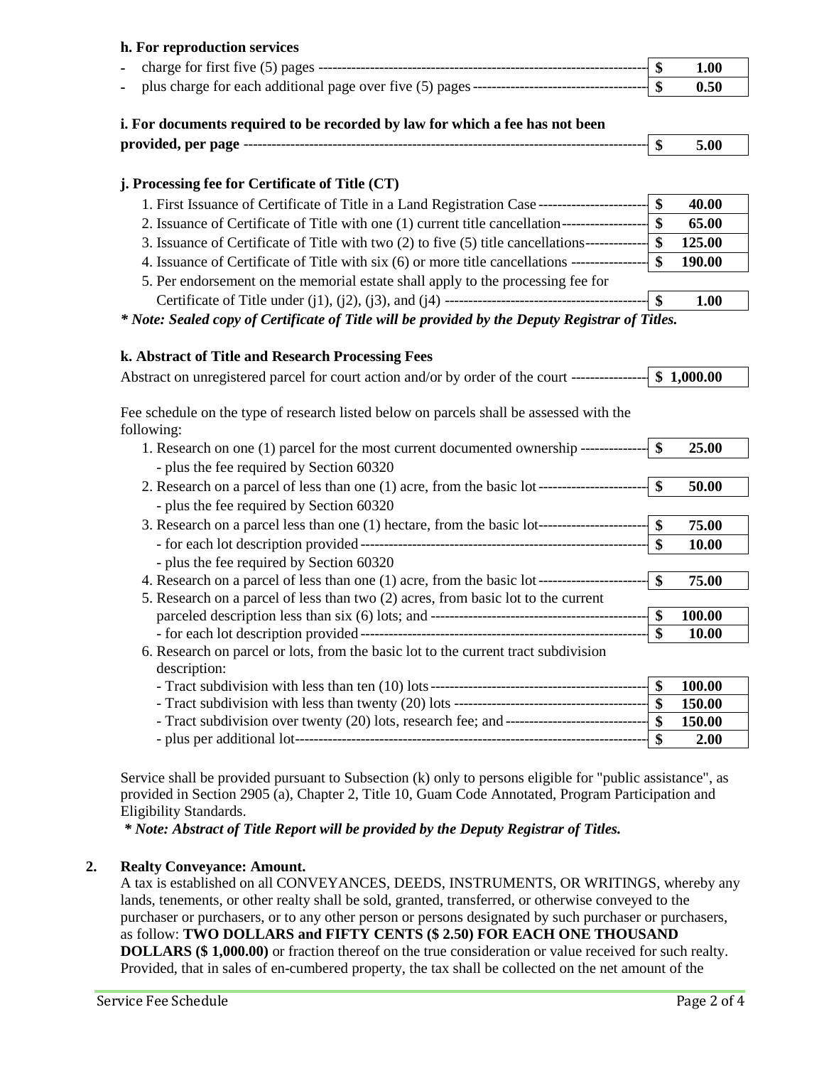**h. For reproduction services**

| | |
|---|---|
| - charge for first five (5) pages | **$ 1.00** |
| - plus charge for each additional page over five (5) pages | **$ 0.50** |

**i. For documents required to be recorded by law for which a fee has not been provided, per page** ---------- **$ 5.00**

**j. Processing fee for Certificate of Title (CT)**

| | |
|---|---|
| 1. First Issuance of Certificate of Title in a Land Registration Case | **$ 40.00** |
| 2. Issuance of Certificate of Title with one (1) current title cancellation | **$ 65.00** |
| 3. Issuance of Certificate of Title with two (2) to five (5) title cancellations | **$ 125.00** |
| 4. Issuance of Certificate of Title with six (6) or more title cancellations | **$ 190.00** |
| 5. Per endorsement on the memorial estate shall apply to the processing fee for Certificate of Title under (j1), (j2), (j3), and (j4) | **$ 1.00** |

***\* Note: Sealed copy of Certificate of Title will be provided by the Deputy Registrar of Titles.***

**k. Abstract of Title and Research Processing Fees**

| | |
|---|---|
| Abstract on unregistered parcel for court action and/or by order of the court | **$ 1,000.00** |

Fee schedule on the type of research listed below on parcels shall be assessed with the following:

| | |
|---|---|
| 1. Research on one (1) parcel for the most current documented ownership | **$ 25.00** |
| - plus the fee required by Section 60320 | |
| 2. Research on a parcel of less than one (1) acre, from the basic lot | **$ 50.00** |
| - plus the fee required by Section 60320 | |
| 3. Research on a parcel less than one (1) hectare, from the basic lot | **$ 75.00** |
| - for each lot description provided | **$ 10.00** |
| - plus the fee required by Section 60320 | |
| 4. Research on a parcel of less than one (1) acre, from the basic lot | **$ 75.00** |
| 5. Research on a parcel of less than two (2) acres, from basic lot to the current parceled description less than six (6) lots; and | **$ 100.00** |
| - for each lot description provided | **$ 10.00** |
| 6. Research on parcel or lots, from the basic lot to the current tract subdivision description: | |
| - Tract subdivision with less than ten (10) lots | **$ 100.00** |
| - Tract subdivision with less than twenty (20) lots | **$ 150.00** |
| - Tract subdivision over twenty (20) lots, research fee; and | **$ 150.00** |
| - plus per additional lot | **$ 2.00** |

Service shall be provided pursuant to Subsection (k) only to persons eligible for "public assistance", as provided in Section 2905 (a), Chapter 2, Title 10, Guam Code Annotated, Program Participation and Eligibility Standards.

***\* Note: Abstract of Title Report will be provided by the Deputy Registrar of Titles.***

**2. Realty Conveyance: Amount.**

A tax is established on all CONVEYANCES, DEEDS, INSTRUMENTS, OR WRITINGS, whereby any lands, tenements, or other realty shall be sold, granted, transferred, or otherwise conveyed to the purchaser or purchasers, or to any other person or persons designated by such purchaser or purchasers, as follow: **TWO DOLLARS and FIFTY CENTS ($ 2.50) FOR EACH ONE THOUSAND DOLLARS ($ 1,000.00)** or fraction thereof on the true consideration or value received for such realty. Provided, that in sales of en-cumbered property, the tax shall be collected on the net amount of the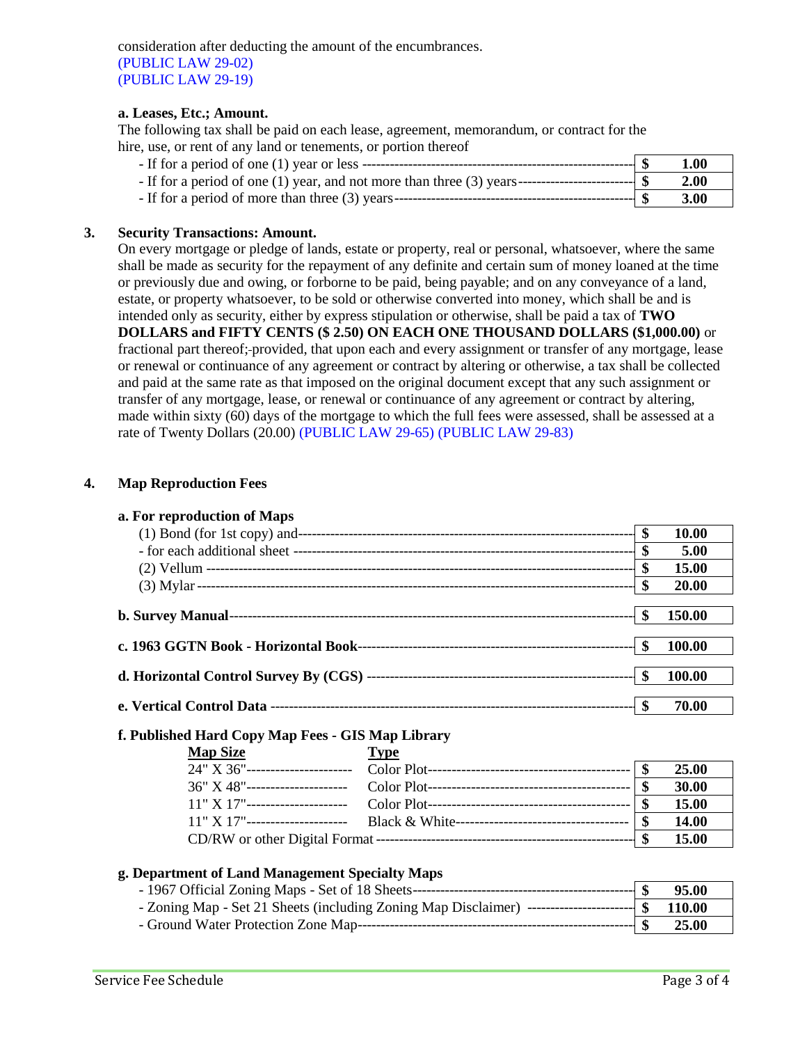consideration after deducting the amount of the encumbrances.
(PUBLIC LAW 29-02)
(PUBLIC LAW 29-19)

**a. Leases, Etc.; Amount.**

The following tax shall be paid on each lease, agreement, memorandum, or contract for the hire, use, or rent of any land or tenements, or portion thereof

| Item | Amount |
|---|---|
| - If for a period of one (1) year or less | **$ 1.00** |
| - If for a period of one (1) year, and not more than three (3) years | **$ 2.00** |
| - If for a period of more than three (3) years | **$ 3.00** |

## 3. Security Transactions: Amount.

On every mortgage or pledge of lands, estate or property, real or personal, whatsoever, where the same shall be made as security for the repayment of any definite and certain sum of money loaned at the time or previously due and owing, or forborne to be paid, being payable; and on any conveyance of a land, estate, or property whatsoever, to be sold or otherwise converted into money, which shall be and is intended only as security, either by express stipulation or otherwise, shall be paid a tax of **TWO DOLLARS and FIFTY CENTS ($ 2.50) ON EACH ONE THOUSAND DOLLARS ($1,000.00)** or fractional part thereof; provided, that upon each and every assignment or transfer of any mortgage, lease or renewal or continuance of any agreement or contract by altering or otherwise, a tax shall be collected and paid at the same rate as that imposed on the original document except that any such assignment or transfer of any mortgage, lease, or renewal or continuance of any agreement or contract by altering, made within sixty (60) days of the mortgage to which the full fees were assessed, shall be assessed at a rate of Twenty Dollars (20.00) (PUBLIC LAW 29-65) (PUBLIC LAW 29-83)

## 4. Map Reproduction Fees

**a. For reproduction of Maps**

| Item | Amount |
|---|---|
| (1) Bond (for 1st copy) and | **$ 10.00** |
| - for each additional sheet | **$ 5.00** |
| (2) Vellum | **$ 15.00** |
| (3) Mylar | **$ 20.00** |

| Item | Amount |
|---|---|
| **b. Survey Manual** | **$ 150.00** |
| **c. 1963 GGTN Book - Horizontal Book** | **$ 100.00** |
| **d. Horizontal Control Survey By (CGS)** | **$ 100.00** |
| **e. Vertical Control Data** | **$ 70.00** |

**f. Published Hard Copy Map Fees - GIS Map Library**

| Map Size | Type | Amount |
|---|---|---|
| 24" X 36" | Color Plot | **$ 25.00** |
| 36" X 48" | Color Plot | **$ 30.00** |
| 11" X 17" | Color Plot | **$ 15.00** |
| 11" X 17" | Black & White | **$ 14.00** |
| CD/RW or other Digital Format | | **$ 15.00** |

**g. Department of Land Management Specialty Maps**

| Item | Amount |
|---|---|
| - 1967 Official Zoning Maps - Set of 18 Sheets | **$ 95.00** |
| - Zoning Map - Set 21 Sheets (including Zoning Map Disclaimer) | **$ 110.00** |
| - Ground Water Protection Zone Map | **$ 25.00** |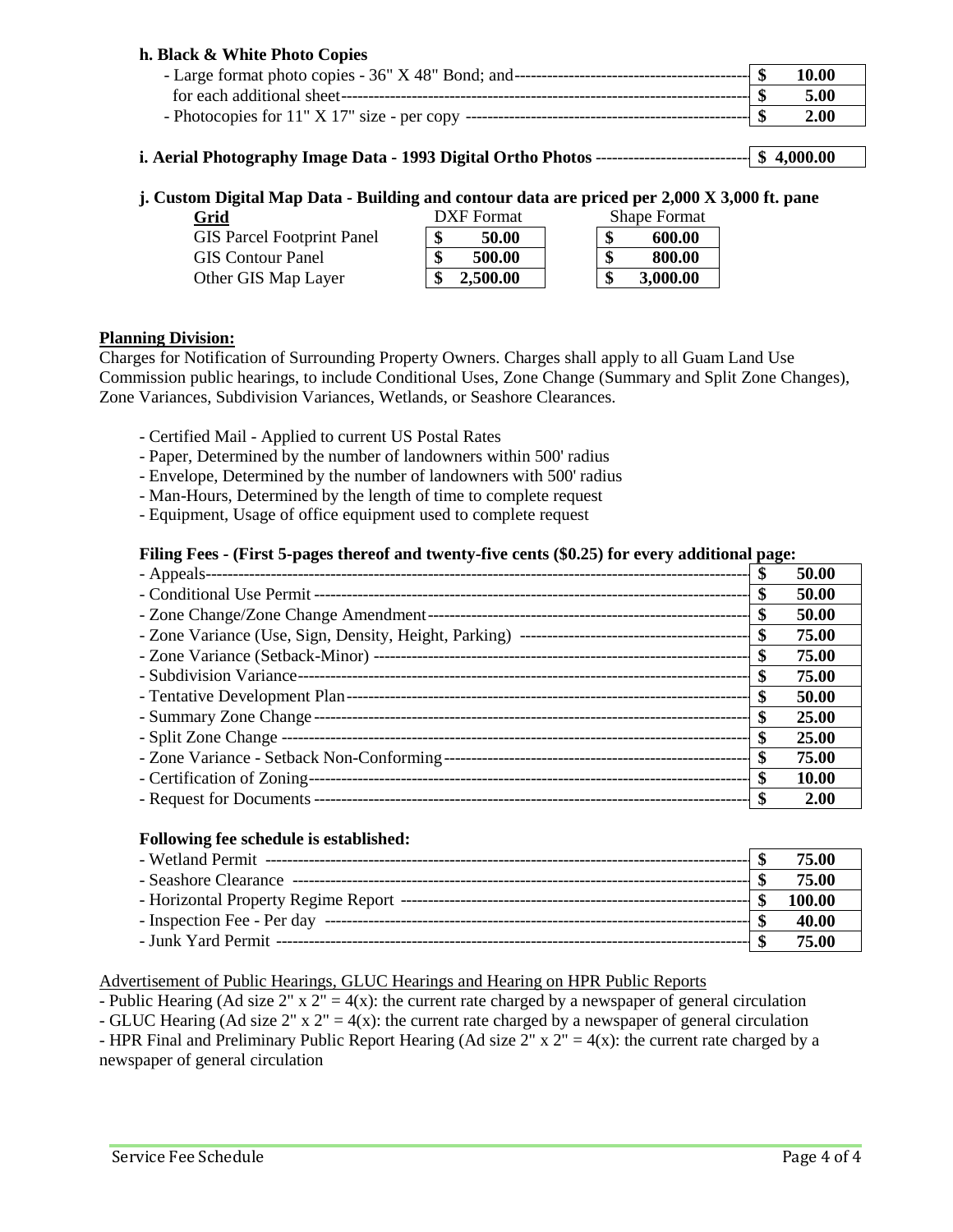**h. Black & White Photo Copies**

| | |
|---|---|
| - Large format photo copies - 36" X 48" Bond; and | $ 10.00 |
| for each additional sheet | $ 5.00 |
| - Photocopies for 11" X 17" size - per copy | $ 2.00 |

**i. Aerial Photography Image Data - 1993 Digital Ortho Photos** ---------------------------- **$ 4,000.00**

**j. Custom Digital Map Data - Building and contour data are priced per 2,000 X 3,000 ft. pane**

| Grid | DXF Format | Shape Format |
|---|---|---|
| GIS Parcel Footprint Panel | $ 50.00 | $ 600.00 |
| GIS Contour Panel | $ 500.00 | $ 800.00 |
| Other GIS Map Layer | $ 2,500.00 | $ 3,000.00 |

## Planning Division:

Charges for Notification of Surrounding Property Owners. Charges shall apply to all Guam Land Use Commission public hearings, to include Conditional Uses, Zone Change (Summary and Split Zone Changes), Zone Variances, Subdivision Variances, Wetlands, or Seashore Clearances.

- Certified Mail - Applied to current US Postal Rates
- Paper, Determined by the number of landowners within 500' radius
- Envelope, Determined by the number of landowners with 500' radius
- Man-Hours, Determined by the length of time to complete request
- Equipment, Usage of office equipment used to complete request

**Filing Fees - (First 5-pages thereof and twenty-five cents ($0.25) for every additional page:**

| | |
|---|---|
| - Appeals | $ 50.00 |
| - Conditional Use Permit | $ 50.00 |
| - Zone Change/Zone Change Amendment | $ 50.00 |
| - Zone Variance (Use, Sign, Density, Height, Parking) | $ 75.00 |
| - Zone Variance (Setback-Minor) | $ 75.00 |
| - Subdivision Variance | $ 75.00 |
| - Tentative Development Plan | $ 50.00 |
| - Summary Zone Change | $ 25.00 |
| - Split Zone Change | $ 25.00 |
| - Zone Variance - Setback Non-Conforming | $ 75.00 |
| - Certification of Zoning | $ 10.00 |
| - Request for Documents | $ 2.00 |

**Following fee schedule is established:**

| | |
|---|---|
| - Wetland Permit | $ 75.00 |
| - Seashore Clearance | $ 75.00 |
| - Horizontal Property Regime Report | $ 100.00 |
| - Inspection Fee - Per day | $ 40.00 |
| - Junk Yard Permit | $ 75.00 |

Advertisement of Public Hearings, GLUC Hearings and Hearing on HPR Public Reports

- Public Hearing (Ad size 2" x 2" = 4(x): the current rate charged by a newspaper of general circulation
- GLUC Hearing (Ad size 2" x 2" = 4(x): the current rate charged by a newspaper of general circulation
- HPR Final and Preliminary Public Report Hearing (Ad size 2" x 2" = 4(x): the current rate charged by a newspaper of general circulation